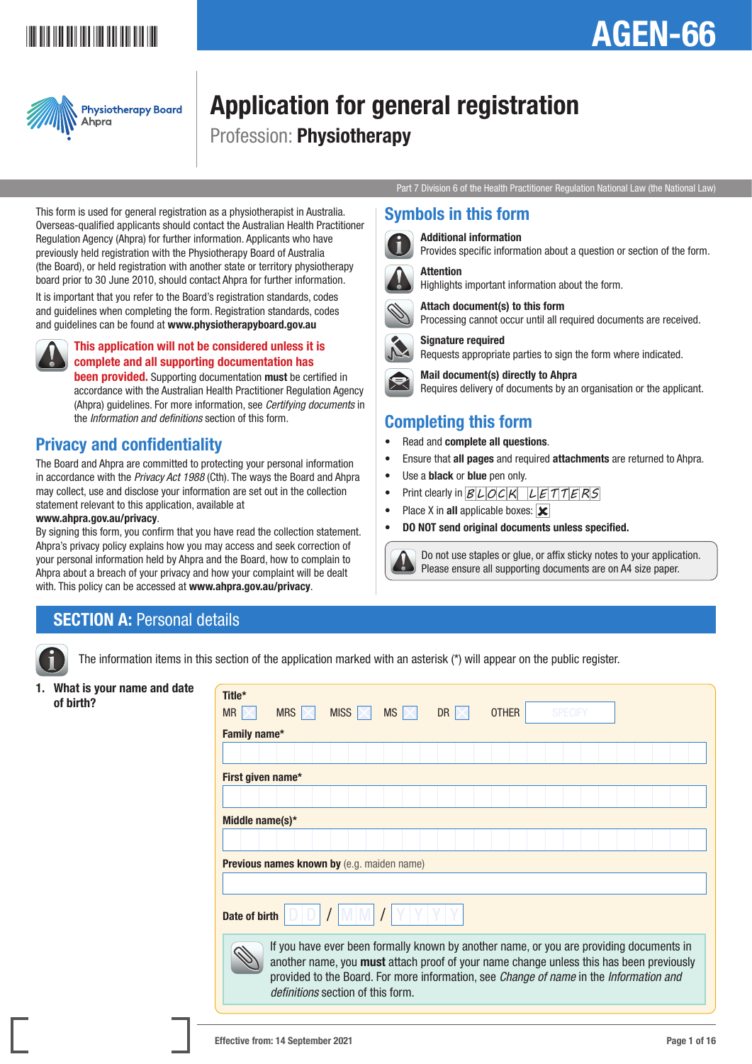AGEN-66

Physiotherapy Board Ahpra

# Application for general registration

Profession: **Physiotherapy**

Part 7 Division 6 of the Health Practitioner Regulation National Law (the National Law)

This form is used for general registration as a physiotherapist in Australia. Overseas-qualified applicants should contact the Australian Health Practitioner Regulation Agency (Ahpra) for further information. Applicants who have previously held registration with the Physiotherapy Board of Australia (the Board), or held registration with another state or territory physiotherapy board prior to 30 June 2010, should contact Ahpra for further information.

It is important that you refer to the Board's registration standards, codes and guidelines when completing the form. Registration standards, codes and guidelines can be found at **www.physiotherapyboard.gov.au**

**This application will not be considered unless it is complete and all supporting documentation has been provided.** Supporting documentation **must** be certified in accordance with the Australian Health Practitioner Regulation Agency (Ahpra) guidelines. For more information, see *Certifying documents* in the *Information and definitions* section of this form.

## Privacy and confidentiality

The Board and Ahpra are committed to protecting your personal information in accordance with the *Privacy Act 1988* (Cth). The ways the Board and Ahpra may collect, use and disclose your information are set out in the collection statement relevant to this application, available at **www.ahpra.gov.au/privacy**.

By signing this form, you confirm that you have read the collection statement. Ahpra's privacy policy explains how you may access and seek correction of your personal information held by Ahpra and the Board, how to complain to Ahpra about a breach of your privacy and how your complaint will be dealt with. This policy can be accessed at **www.ahpra.gov.au/privacy**.

## Symbols in this form

- **Additional information** – Provides specific information about a question or section of the form.
- **Attention** – Highlights important information about the form.
- **Attach document(s) to this form** – Processing cannot occur until all required documents are received.
- **Signature required** – Requests appropriate parties to sign the form where indicated.
- **Mail document(s) directly to Ahpra** – Requires delivery of documents by an organisation or the applicant.

## Completing this form

- Read and **complete all questions**.
- Ensure that **all pages** and required **attachments** are returned to Ahpra.
- Use a **black** or **blue** pen only.
- Print clearly in BLOCK LETTERS
- Place X in **all** applicable boxes: ☒
- **DO NOT send original documents unless specified.**

Do not use staples or glue, or affix sticky notes to your application. Please ensure all supporting documents are on A4 size paper.

## SECTION A: Personal details

The information items in this section of the application marked with an asterisk (*) will appear on the public register.

**1. What is your name and date of birth?**

**Title***

MR ☐ MRS ☐ MISS ☐ MS ☐ DR ☐ OTHER ______ (SPECIFY)

**Family name***

______________________________

**First given name***

______________________________

**Middle name(s)***

______________________________

**Previous names known by** (e.g. maiden name)

______________________________

**Date of birth** DD / MM / YYYY

If you have ever been formally known by another name, or you are providing documents in another name, you **must** attach proof of your name change unless this has been previously provided to the Board. For more information, see *Change of name* in the *Information and definitions* section of this form.

Effective from: 14 September 2021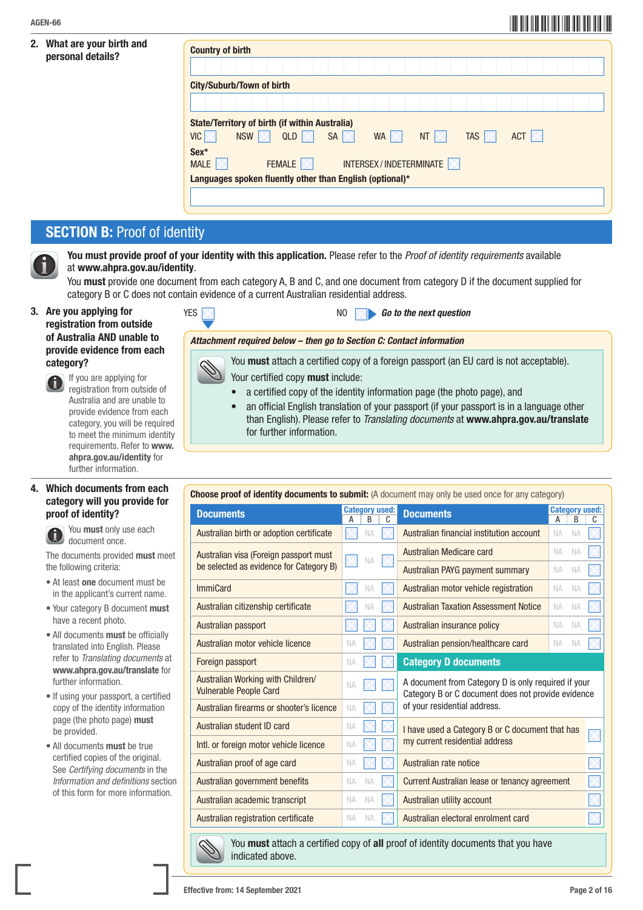**2. What are your birth and personal details?**

**Country of birth**

**City/Suburb/Town of birth**

**State/Territory of birth (if within Australia)**

VIC ☐ NSW ☐ QLD ☐ SA ☐ WA ☐ NT ☐ TAS ☐ ACT ☐

**Sex***

MALE ☐ FEMALE ☐ INTERSEX / INDETERMINATE ☐

**Languages spoken fluently other than English (optional)***

## SECTION B: Proof of identity

**You must provide proof of your identity with this application.** Please refer to the *Proof of identity requirements* available at **www.ahpra.gov.au/identity**.

You **must** provide one document from each category A, B and C, and one document from category D if the document supplied for category B or C does not contain evidence of a current Australian residential address.

**3. Are you applying for registration from outside of Australia AND unable to provide evidence from each category?**

If you are applying for registration from outside of Australia and are unable to provide evidence from each category, you will be required to meet the minimum identity requirements. Refer to **www.ahpra.gov.au/identity** for further information.

YES ☐ NO ☐ ***Go to the next question***

***Attachment required below – then go to Section C: Contact information***

You **must** attach a certified copy of a foreign passport (an EU card is not acceptable).

Your certified copy **must** include:

- a certified copy of the identity information page (the photo page), and
- an official English translation of your passport (if your passport is in a language other than English). Please refer to *Translating documents* at **www.ahpra.gov.au/translate** for further information.

**4. Which documents from each category will you provide for proof of identity?**

You **must** only use each document once.

The documents provided **must** meet the following criteria:

- At least **one** document must be in the applicant's current name.
- Your category B document **must** have a recent photo.
- All documents **must** be officially translated into English. Please refer to *Translating documents* at **www.ahpra.gov.au/translate** for further information.
- If using your passport, a certified copy of the identity information page (the photo page) **must** be provided.
- All documents **must** be true certified copies of the original. See *Certifying documents* in the *Information and definitions* section of this form for more information.

**Choose proof of identity documents to submit:** (A document may only be used once for any category)

| Documents | Category used: A | B | C |
|---|---|---|---|
| Australian birth or adoption certificate | ☐ | NA | ☐ |
| Australian visa (Foreign passport must be selected as evidence for Category B) | ☐ | NA | ☐ |
| ImmiCard | ☐ | NA | ☐ |
| Australian citizenship certificate | ☐ | NA | ☐ |
| Australian passport | ☐ | ☐ | ☐ |
| Australian motor vehicle licence | NA | ☐ | ☐ |
| Foreign passport | NA | ☐ | ☐ |
| Australian Working with Children/ Vulnerable People Card | NA | ☐ | ☐ |
| Australian firearms or shooter's licence | NA | ☐ | ☐ |
| Australian student ID card | NA | ☐ | ☐ |
| Intl. or foreign motor vehicle licence | NA | ☐ | ☐ |
| Australian proof of age card | NA | ☐ | ☐ |
| Australian government benefits | NA | NA | ☐ |
| Australian academic transcript | NA | NA | ☐ |
| Australian registration certificate | NA | NA | ☐ |

| Documents | Category used: A | B | C |
|---|---|---|---|
| Australian financial institution account | NA | NA | ☐ |
| Australian Medicare card | NA | NA | ☐ |
| Australian PAYG payment summary | NA | NA | ☐ |
| Australian motor vehicle registration | NA | NA | ☐ |
| Australian Taxation Assessment Notice | NA | NA | ☐ |
| Australian insurance policy | NA | NA | ☐ |
| Australian pension/healthcare card | NA | NA | ☐ |

**Category D documents**

A document from Category D is only required if your Category B or C document does not provide evidence of your residential address.

| Category D documents | |
|---|---|
| I have used a Category B or C document that has my current residential address | ☐ |
| Australian rate notice | ☐ |
| Current Australian lease or tenancy agreement | ☐ |
| Australian utility account | ☐ |
| Australian electoral enrolment card | ☐ |

You **must** attach a certified copy of **all** proof of identity documents that you have indicated above.

Effective from: 14 September 2021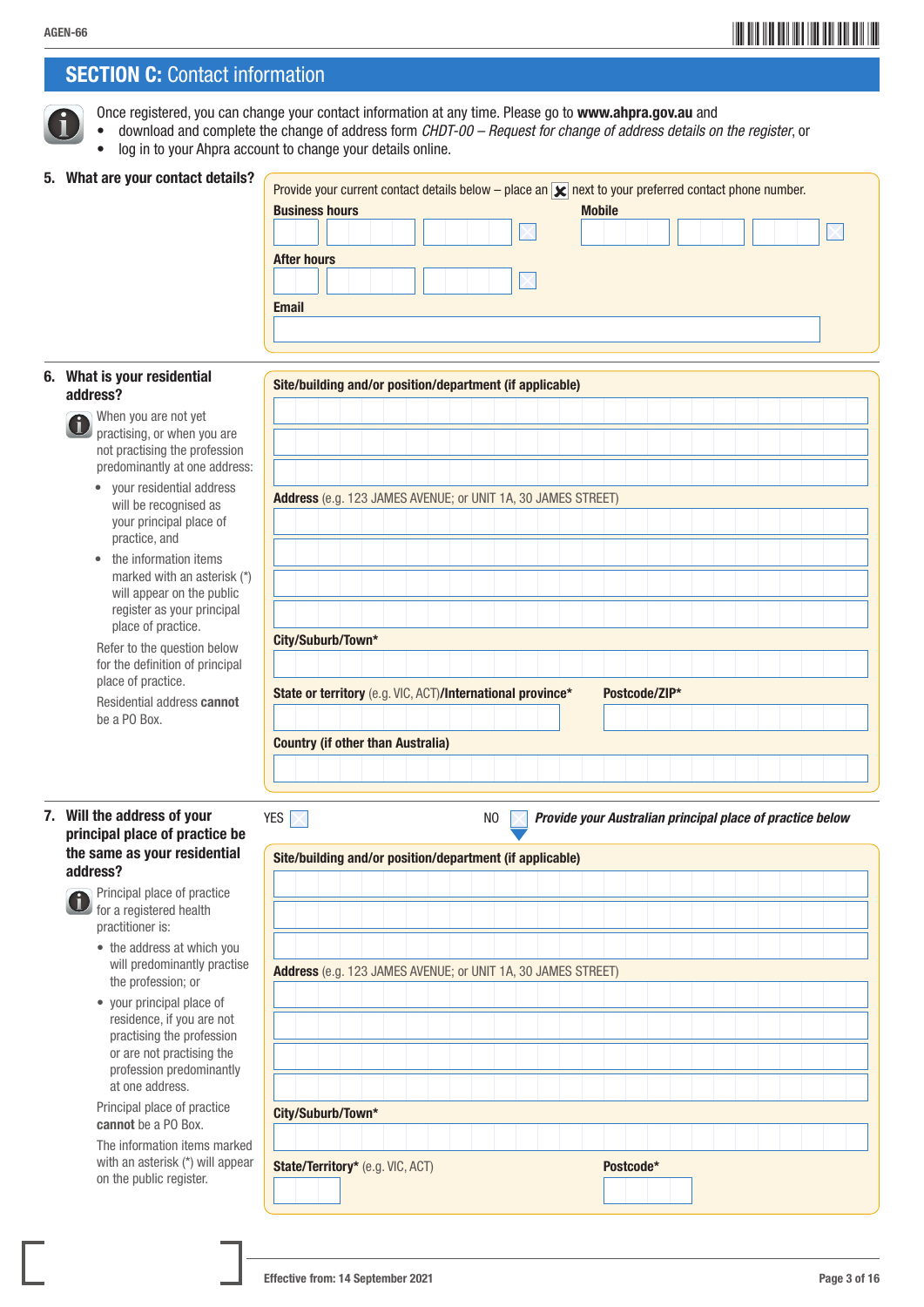## SECTION C: Contact information

Once registered, you can change your contact information at any time. Please go to **www.ahpra.gov.au** and

- download and complete the change of address form *CHDT-00 – Request for change of address details on the register*, or
- log in to your Ahpra account to change your details online.

### 5. What are your contact details?

Provide your current contact details below – place an ☒ next to your preferred contact phone number.

**Business hours** ☐

**Mobile** ☐

**After hours** ☐

**Email**

### 6. What is your residential address?

When you are not yet practising, or when you are not practising the profession predominantly at one address:

- your residential address will be recognised as your principal place of practice, and
- the information items marked with an asterisk (*) will appear on the public register as your principal place of practice.

Refer to the question below for the definition of principal place of practice.

Residential address **cannot** be a PO Box.

**Site/building and/or position/department (if applicable)**

**Address** (e.g. 123 JAMES AVENUE; or UNIT 1A, 30 JAMES STREET)

**City/Suburb/Town***

**State or territory** (e.g. VIC, ACT)**/International province***

**Postcode/ZIP***

**Country (if other than Australia)**

### 7. Will the address of your principal place of practice be the same as your residential address?

Principal place of practice for a registered health practitioner is:

- the address at which you will predominantly practise the profession; or
- your principal place of residence, if you are not practising the profession or are not practising the profession predominantly at one address.

Principal place of practice **cannot** be a PO Box.

The information items marked with an asterisk (*) will appear on the public register.

YES ☐

NO ☐ ***Provide your Australian principal place of practice below***

**Site/building and/or position/department (if applicable)**

**Address** (e.g. 123 JAMES AVENUE; or UNIT 1A, 30 JAMES STREET)

**City/Suburb/Town***

**State/Territory*** (e.g. VIC, ACT)

**Postcode***

Effective from: 14 September 2021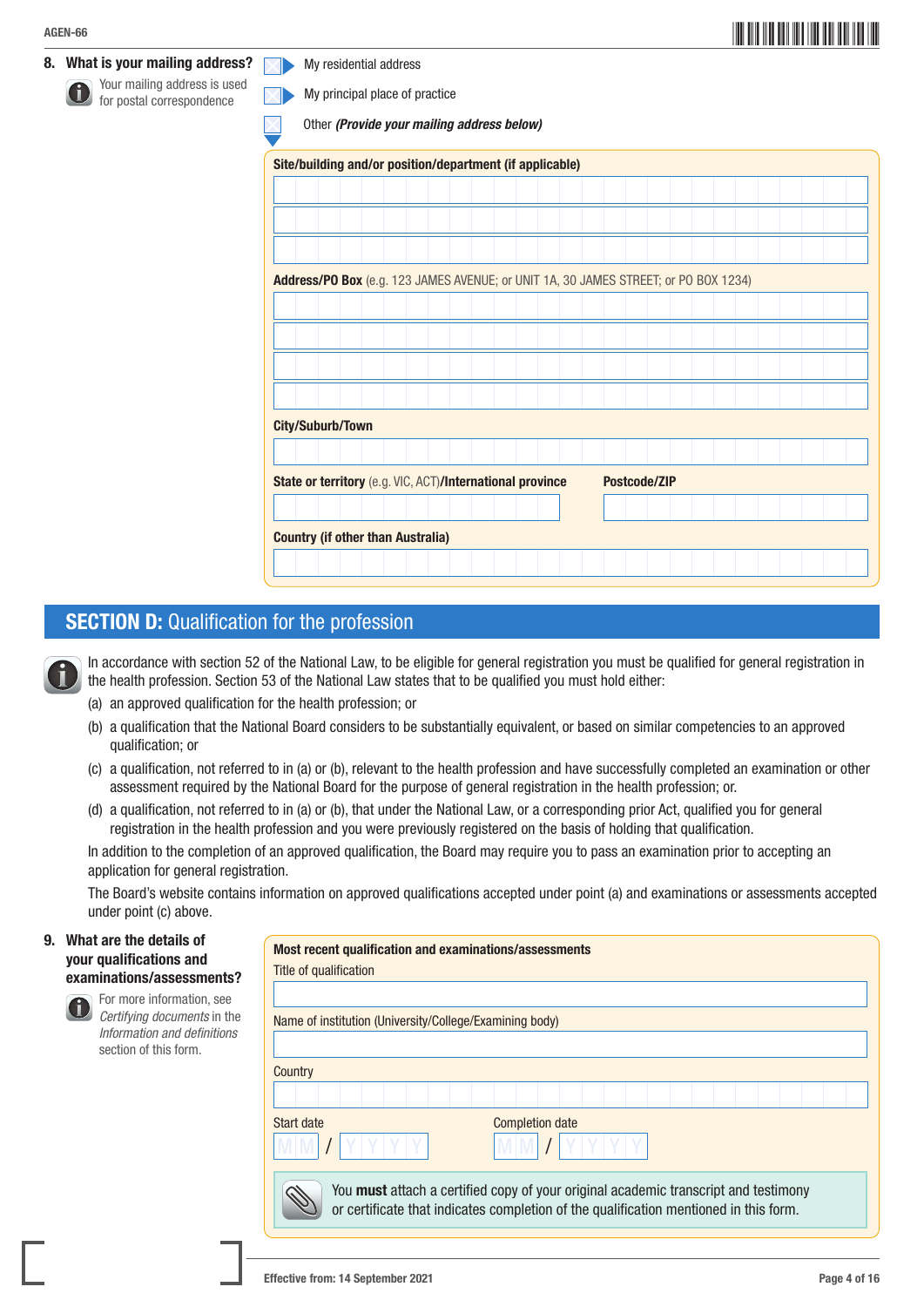**8. What is your mailing address?**

Your mailing address is used for postal correspondence

- ☐ My residential address
- ☐ My principal place of practice
- ☐ Other ***(Provide your mailing address below)***

**Site/building and/or position/department (if applicable)**

**Address/PO Box** (e.g. 123 JAMES AVENUE; or UNIT 1A, 30 JAMES STREET; or PO BOX 1234)

**City/Suburb/Town**

**State or territory** (e.g. VIC, ACT)**/International province**

**Postcode/ZIP**

**Country (if other than Australia)**

## SECTION D: Qualification for the profession

In accordance with section 52 of the National Law, to be eligible for general registration you must be qualified for general registration in the health profession. Section 53 of the National Law states that to be qualified you must hold either:

(a) an approved qualification for the health profession; or

(b) a qualification that the National Board considers to be substantially equivalent, or based on similar competencies to an approved qualification; or

(c) a qualification, not referred to in (a) or (b), relevant to the health profession and have successfully completed an examination or other assessment required by the National Board for the purpose of general registration in the health profession; or.

(d) a qualification, not referred to in (a) or (b), that under the National Law, or a corresponding prior Act, qualified you for general registration in the health profession and you were previously registered on the basis of holding that qualification.

In addition to the completion of an approved qualification, the Board may require you to pass an examination prior to accepting an application for general registration.

The Board's website contains information on approved qualifications accepted under point (a) and examinations or assessments accepted under point (c) above.

**9. What are the details of your qualifications and examinations/assessments?**

For more information, see *Certifying documents* in the *Information and definitions* section of this form.

**Most recent qualification and examinations/assessments**

Title of qualification

Name of institution (University/College/Examining body)

Country

Start date MM / YYYY

Completion date MM / YYYY

You **must** attach a certified copy of your original academic transcript and testimony or certificate that indicates completion of the qualification mentioned in this form.

Effective from: 14 September 2021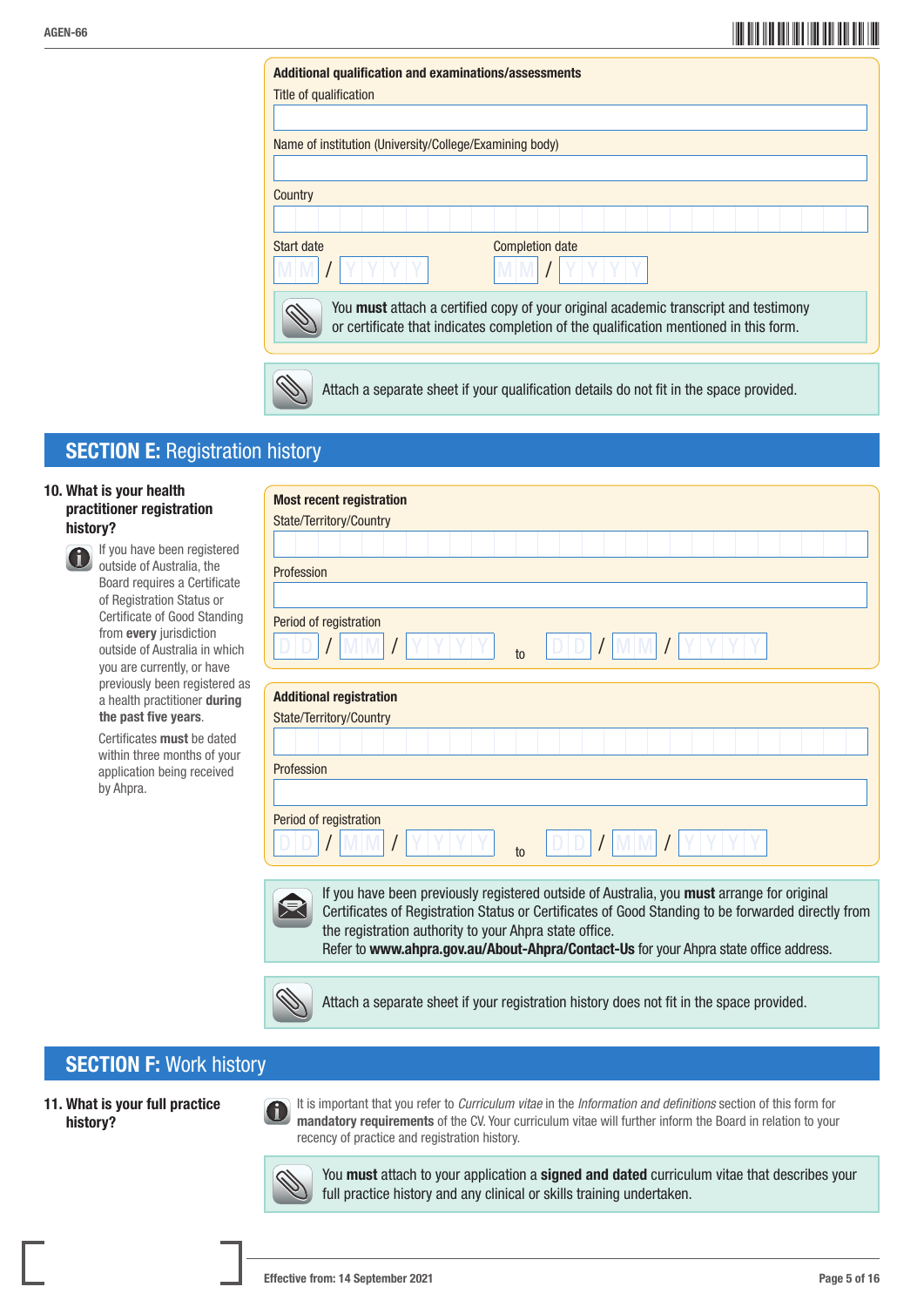**Additional qualification and examinations/assessments**

Title of qualification

Name of institution (University/College/Examining body)

Country

Start date MM / YYYY

Completion date MM / YYYY

You **must** attach a certified copy of your original academic transcript and testimony or certificate that indicates completion of the qualification mentioned in this form.

Attach a separate sheet if your qualification details do not fit in the space provided.

## SECTION E: Registration history

**10. What is your health practitioner registration history?**

If you have been registered outside of Australia, the Board requires a Certificate of Registration Status or Certificate of Good Standing from **every** jurisdiction outside of Australia in which you are currently, or have previously been registered as a health practitioner **during the past five years**.

Certificates **must** be dated within three months of your application being received by Ahpra.

**Most recent registration**

State/Territory/Country

Profession

Period of registration DD / MM / YYYY to DD / MM / YYYY

**Additional registration**

State/Territory/Country

Profession

Period of registration DD / MM / YYYY to DD / MM / YYYY

If you have been previously registered outside of Australia, you **must** arrange for original Certificates of Registration Status or Certificates of Good Standing to be forwarded directly from the registration authority to your Ahpra state office.
Refer to **www.ahpra.gov.au/About-Ahpra/Contact-Us** for your Ahpra state office address.

Attach a separate sheet if your registration history does not fit in the space provided.

## SECTION F: Work history

**11. What is your full practice history?**

It is important that you refer to *Curriculum vitae* in the *Information and definitions* section of this form for **mandatory requirements** of the CV. Your curriculum vitae will further inform the Board in relation to your recency of practice and registration history.

You **must** attach to your application a **signed and dated** curriculum vitae that describes your full practice history and any clinical or skills training undertaken.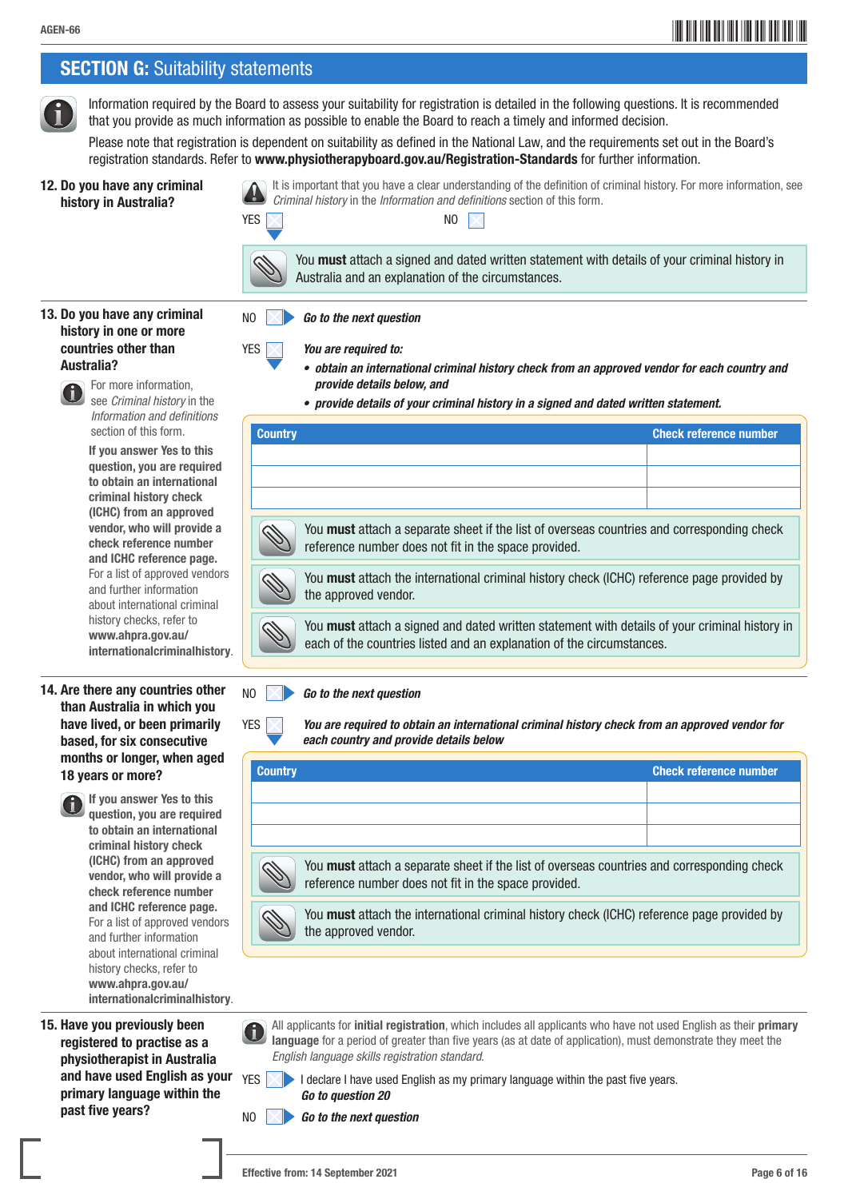## SECTION G: Suitability statements

Information required by the Board to assess your suitability for registration is detailed in the following questions. It is recommended that you provide as much information as possible to enable the Board to reach a timely and informed decision.

Please note that registration is dependent on suitability as defined in the National Law, and the requirements set out in the Board's registration standards. Refer to **www.physiotherapyboard.gov.au/Registration-Standards** for further information.

### 12. Do you have any criminal history in Australia?

It is important that you have a clear understanding of the definition of criminal history. For more information, see *Criminal history* in the *Information and definitions* section of this form.

YES ☐ NO ☐

You **must** attach a signed and dated written statement with details of your criminal history in Australia and an explanation of the circumstances.

### 13. Do you have any criminal history in one or more countries other than Australia?

For more information, see *Criminal history* in the *Information and definitions* section of this form.

**If you answer Yes to this question, you are required to obtain an international criminal history check (ICHC) from an approved vendor, who will provide a check reference number and ICHC reference page.** For a list of approved vendors and further information about international criminal history checks, refer to **www.ahpra.gov.au/internationalcriminalhistory**.

NO ☐ ***Go to the next question***

YES ☐ ***You are required to:***

- ***obtain an international criminal history check from an approved vendor for each country and provide details below, and***
- ***provide details of your criminal history in a signed and dated written statement.***

| Country | Check reference number |
|---|---|
| | |
| | |
| | |

You **must** attach a separate sheet if the list of overseas countries and corresponding check reference number does not fit in the space provided.

You **must** attach the international criminal history check (ICHC) reference page provided by the approved vendor.

You **must** attach a signed and dated written statement with details of your criminal history in each of the countries listed and an explanation of the circumstances.

### 14. Are there any countries other than Australia in which you have lived, or been primarily based, for six consecutive months or longer, when aged 18 years or more?

**If you answer Yes to this question, you are required to obtain an international criminal history check (ICHC) from an approved vendor, who will provide a check reference number and ICHC reference page.** For a list of approved vendors and further information about international criminal history checks, refer to **www.ahpra.gov.au/internationalcriminalhistory**.

NO ☐ ***Go to the next question***

YES ☐ ***You are required to obtain an international criminal history check from an approved vendor for each country and provide details below***

| Country | Check reference number |
|---|---|
| | |
| | |
| | |

You **must** attach a separate sheet if the list of overseas countries and corresponding check reference number does not fit in the space provided.

You **must** attach the international criminal history check (ICHC) reference page provided by the approved vendor.

### 15. Have you previously been registered to practise as a physiotherapist in Australia and have used English as your primary language within the past five years?

All applicants for **initial registration**, which includes all applicants who have not used English as their **primary language** for a period of greater than five years (as at date of application), must demonstrate they meet the *English language skills registration standard*.

YES ☐ I declare I have used English as my primary language within the past five years. ***Go to question 20***

NO ☐ ***Go to the next question***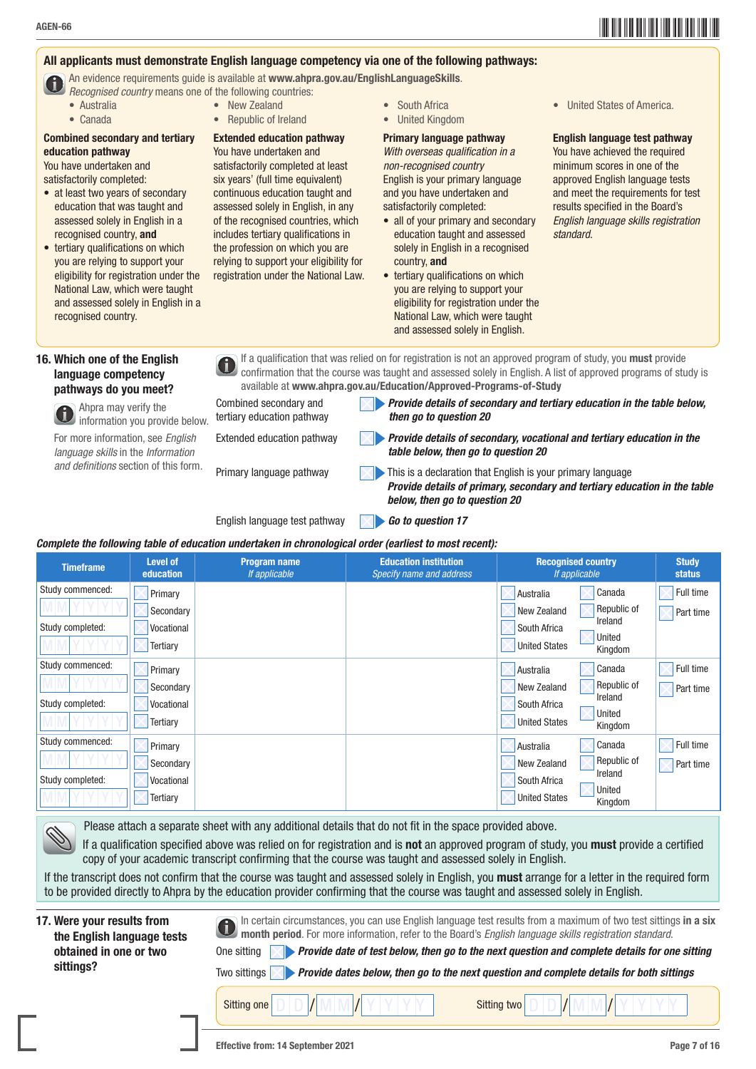## All applicants must demonstrate English language competency via one of the following pathways:

An evidence requirements guide is available at **www.ahpra.gov.au/EnglishLanguageSkills**.
*Recognised country* means one of the following countries:

- Australia
- Canada
- New Zealand
- Republic of Ireland
- South Africa
- United Kingdom
- United States of America.

**Combined secondary and tertiary education pathway**
You have undertaken and satisfactorily completed:

- at least two years of secondary education that was taught and assessed solely in English in a recognised country, **and**
- tertiary qualifications on which you are relying to support your eligibility for registration under the National Law, which were taught and assessed solely in English in a recognised country.

**Extended education pathway**
You have undertaken and satisfactorily completed at least six years' (full time equivalent) continuous education taught and assessed solely in English, in any of the recognised countries, which includes tertiary qualifications in the profession on which you are relying to support your eligibility for registration under the National Law.

**Primary language pathway**
*With overseas qualification in a non-recognised country*
English is your primary language and you have undertaken and satisfactorily completed:

- all of your primary and secondary education taught and assessed solely in English in a recognised country, **and**
- tertiary qualifications on which you are relying to support your eligibility for registration under the National Law, which were taught and assessed solely in English.

**English language test pathway**
You have achieved the required minimum scores in one of the approved English language tests and meet the requirements for test results specified in the Board's *English language skills registration standard.*

### 16. Which one of the English language competency pathways do you meet?

Ahpra may verify the information you provide below.

For more information, see *English language skills* in the *Information and definitions* section of this form.

If a qualification that was relied on for registration is not an approved program of study, you **must** provide confirmation that the course was taught and assessed solely in English. A list of approved programs of study is available at **www.ahpra.gov.au/Education/Approved-Programs-of-Study**

- Combined secondary and tertiary education pathway ☐ ▶ ***Provide details of secondary and tertiary education in the table below, then go to question 20***
- Extended education pathway ☐ ▶ ***Provide details of secondary, vocational and tertiary education in the table below, then go to question 20***
- Primary language pathway ☐ ▶ This is a declaration that English is your primary language ***Provide details of primary, secondary and tertiary education in the table below, then go to question 20***
- English language test pathway ☐ ▶ ***Go to question 17***

***Complete the following table of education undertaken in chronological order (earliest to most recent):***

| Timeframe | Level of education | Program name *If applicable* | Education institution *Specify name and address* | Recognised country *If applicable* | Study status |
|---|---|---|---|---|---|
| Study commenced: MM/YYYY Study completed: MM/YYYY | ☐ Primary ☐ Secondary ☐ Vocational ☐ Tertiary | | | ☐ Australia ☐ Canada ☐ New Zealand ☐ Republic of Ireland ☐ South Africa ☐ United Kingdom ☐ United States | ☐ Full time ☐ Part time |
| Study commenced: MM/YYYY Study completed: MM/YYYY | ☐ Primary ☐ Secondary ☐ Vocational ☐ Tertiary | | | ☐ Australia ☐ Canada ☐ New Zealand ☐ Republic of Ireland ☐ South Africa ☐ United Kingdom ☐ United States | ☐ Full time ☐ Part time |
| Study commenced: MM/YYYY Study completed: MM/YYYY | ☐ Primary ☐ Secondary ☐ Vocational ☐ Tertiary | | | ☐ Australia ☐ Canada ☐ New Zealand ☐ Republic of Ireland ☐ South Africa ☐ United Kingdom ☐ United States | ☐ Full time ☐ Part time |

Please attach a separate sheet with any additional details that do not fit in the space provided above.
If a qualification specified above was relied on for registration and is **not** an approved program of study, you **must** provide a certified copy of your academic transcript confirming that the course was taught and assessed solely in English.
If the transcript does not confirm that the course was taught and assessed solely in English, you **must** arrange for a letter in the required form to be provided directly to Ahpra by the education provider confirming that the course was taught and assessed solely in English.

### 17. Were your results from the English language tests obtained in one or two sittings?

In certain circumstances, you can use English language test results from a maximum of two test sittings **in a six month period**. For more information, refer to the Board's *English language skills registration standard.*

- One sitting ☐ ▶ ***Provide date of test below, then go to the next question and complete details for one sitting***
- Two sittings ☐ ▶ ***Provide dates below, then go to the next question and complete details for both sittings***

Sitting one DD/MM/YYYY Sitting two DD/MM/YYYY

Effective from: 14 September 2021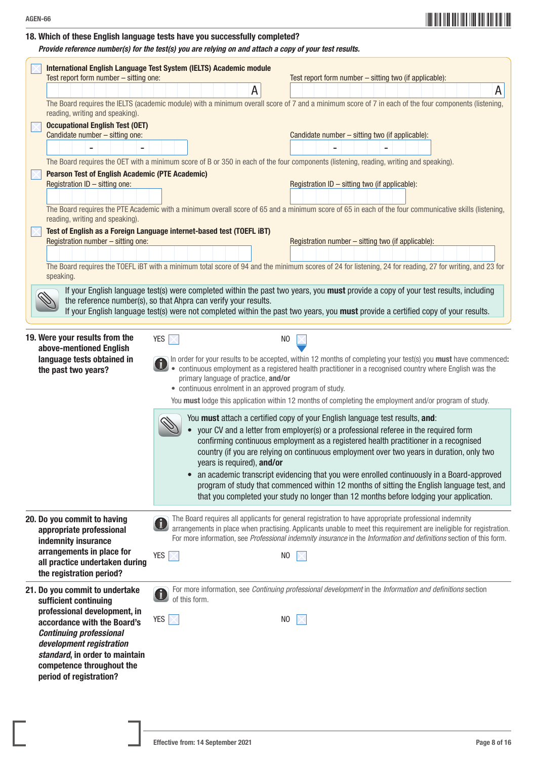**18. Which of these English language tests have you successfully completed?**

***Provide reference number(s) for the test(s) you are relying on and attach a copy of your test results.***

☐ **International English Language Test System (IELTS) Academic module**

Test report form number – sitting one: A

Test report form number – sitting two (if applicable): A

The Board requires the IELTS (academic module) with a minimum overall score of 7 and a minimum score of 7 in each of the four components (listening, reading, writing and speaking).

☐ **Occupational English Test (OET)**

Candidate number – sitting one: - -

Candidate number – sitting two (if applicable): - -

The Board requires the OET with a minimum score of B or 350 in each of the four components (listening, reading, writing and speaking).

☐ **Pearson Test of English Academic (PTE Academic)**

Registration ID – sitting one:

Registration ID – sitting two (if applicable):

The Board requires the PTE Academic with a minimum overall score of 65 and a minimum score of 65 in each of the four communicative skills (listening, reading, writing and speaking).

☐ **Test of English as a Foreign Language internet-based test (TOEFL iBT)**

Registration number – sitting one:

Registration number – sitting two (if applicable):

The Board requires the TOEFL iBT with a minimum total score of 94 and the minimum scores of 24 for listening, 24 for reading, 27 for writing, and 23 for speaking.

If your English language test(s) were completed within the past two years, you **must** provide a copy of your test results, including the reference number(s), so that Ahpra can verify your results.
If your English language test(s) were not completed within the past two years, you **must** provide a certified copy of your results.

**19. Were your results from the above-mentioned English language tests obtained in the past two years?**

YES ☐ NO ☐

In order for your results to be accepted, within 12 months of completing your test(s) you **must** have commenced:

- continuous employment as a registered health practitioner in a recognised country where English was the primary language of practice, **and/or**
- continuous enrolment in an approved program of study.

You **must** lodge this application within 12 months of completing the employment and/or program of study.

You **must** attach a certified copy of your English language test results, **and**:

- your CV and a letter from employer(s) or a professional referee in the required form confirming continuous employment as a registered health practitioner in a recognised country (if you are relying on continuous employment over two years in duration, only two years is required), **and/or**
- an academic transcript evidencing that you were enrolled continuously in a Board-approved program of study that commenced within 12 months of sitting the English language test, and that you completed your study no longer than 12 months before lodging your application.

**20. Do you commit to having appropriate professional indemnity insurance arrangements in place for all practice undertaken during the registration period?**

The Board requires all applicants for general registration to have appropriate professional indemnity arrangements in place when practising. Applicants unable to meet this requirement are ineligible for registration. For more information, see *Professional indemnity insurance* in the *Information and definitions* section of this form.

YES ☐ NO ☐

**21. Do you commit to undertake sufficient continuing professional development, in accordance with the Board's *Continuing professional development registration standard*, in order to maintain competence throughout the period of registration?**

For more information, see *Continuing professional development* in the *Information and definitions* section of this form.

YES ☐ NO ☐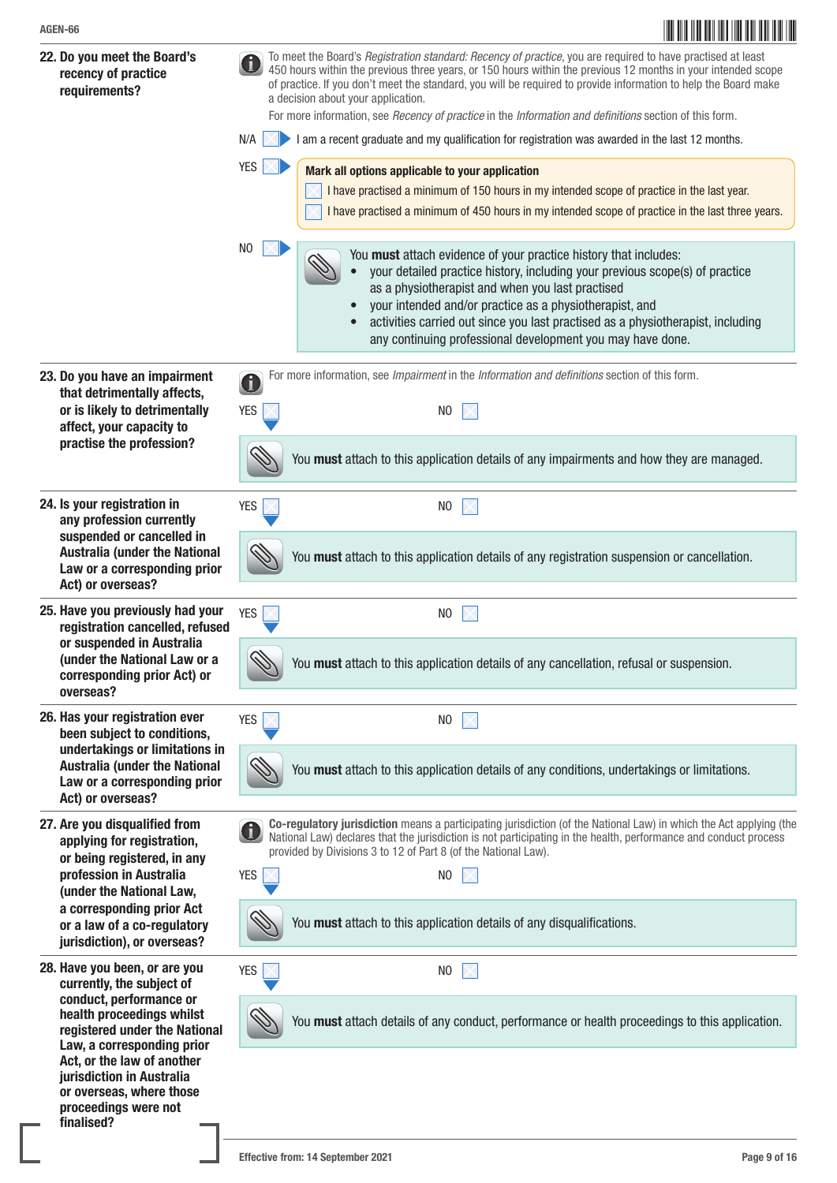**22. Do you meet the Board's recency of practice requirements?**

To meet the Board's *Registration standard: Recency of practice*, you are required to have practised at least 450 hours within the previous three years, or 150 hours within the previous 12 months in your intended scope of practice. If you don't meet the standard, you will be required to provide information to help the Board make a decision about your application.

For more information, see *Recency of practice* in the *Information and definitions* section of this form.

- N/A ☐ I am a recent graduate and my qualification for registration was awarded in the last 12 months.
- YES ☐ **Mark all options applicable to your application**
  - ☐ I have practised a minimum of 150 hours in my intended scope of practice in the last year.
  - ☐ I have practised a minimum of 450 hours in my intended scope of practice in the last three years.
- NO ☐ You **must** attach evidence of your practice history that includes:
  - your detailed practice history, including your previous scope(s) of practice as a physiotherapist and when you last practised
  - your intended and/or practice as a physiotherapist, and
  - activities carried out since you last practised as a physiotherapist, including any continuing professional development you may have done.

**23. Do you have an impairment that detrimentally affects, or is likely to detrimentally affect, your capacity to practise the profession?**

For more information, see *Impairment* in the *Information and definitions* section of this form.

YES ☐ NO ☐

You **must** attach to this application details of any impairments and how they are managed.

**24. Is your registration in any profession currently suspended or cancelled in Australia (under the National Law or a corresponding prior Act) or overseas?**

YES ☐ NO ☐

You **must** attach to this application details of any registration suspension or cancellation.

**25. Have you previously had your registration cancelled, refused or suspended in Australia (under the National Law or a corresponding prior Act) or overseas?**

YES ☐ NO ☐

You **must** attach to this application details of any cancellation, refusal or suspension.

**26. Has your registration ever been subject to conditions, undertakings or limitations in Australia (under the National Law or a corresponding prior Act) or overseas?**

YES ☐ NO ☐

You **must** attach to this application details of any conditions, undertakings or limitations.

**27. Are you disqualified from applying for registration, or being registered, in any profession in Australia (under the National Law, a corresponding prior Act or a law of a co-regulatory jurisdiction), or overseas?**

**Co-regulatory jurisdiction** means a participating jurisdiction (of the National Law) in which the Act applying (the National Law) declares that the jurisdiction is not participating in the health, performance and conduct process provided by Divisions 3 to 12 of Part 8 (of the National Law).

YES ☐ NO ☐

You **must** attach to this application details of any disqualifications.

**28. Have you been, or are you currently, the subject of conduct, performance or health proceedings whilst registered under the National Law, a corresponding prior Act, or the law of another jurisdiction in Australia or overseas, where those proceedings were not finalised?**

YES ☐ NO ☐

You **must** attach details of any conduct, performance or health proceedings to this application.

Effective from: 14 September 2021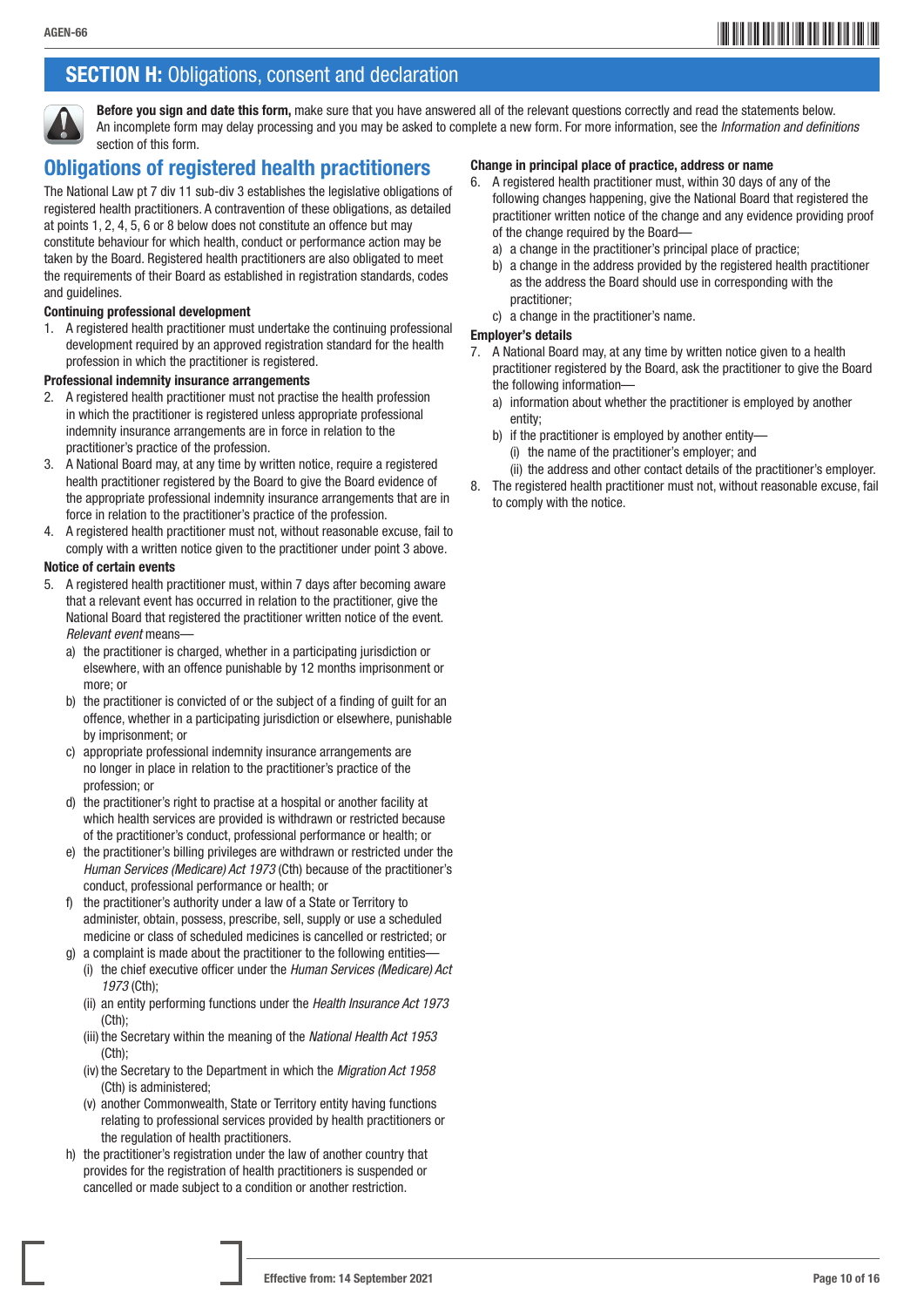## SECTION H: Obligations, consent and declaration

**Before you sign and date this form,** make sure that you have answered all of the relevant questions correctly and read the statements below. An incomplete form may delay processing and you may be asked to complete a new form. For more information, see the *Information and definitions* section of this form.

## Obligations of registered health practitioners

The National Law pt 7 div 11 sub-div 3 establishes the legislative obligations of registered health practitioners. A contravention of these obligations, as detailed at points 1, 2, 4, 5, 6 or 8 below does not constitute an offence but may constitute behaviour for which health, conduct or performance action may be taken by the Board. Registered health practitioners are also obligated to meet the requirements of their Board as established in registration standards, codes and guidelines.

**Continuing professional development**

1. A registered health practitioner must undertake the continuing professional development required by an approved registration standard for the health profession in which the practitioner is registered.

**Professional indemnity insurance arrangements**

2. A registered health practitioner must not practise the health profession in which the practitioner is registered unless appropriate professional indemnity insurance arrangements are in force in relation to the practitioner's practice of the profession.
3. A National Board may, at any time by written notice, require a registered health practitioner registered by the Board to give the Board evidence of the appropriate professional indemnity insurance arrangements that are in force in relation to the practitioner's practice of the profession.
4. A registered health practitioner must not, without reasonable excuse, fail to comply with a written notice given to the practitioner under point 3 above.

**Notice of certain events**

5. A registered health practitioner must, within 7 days after becoming aware that a relevant event has occurred in relation to the practitioner, give the National Board that registered the practitioner written notice of the event. *Relevant event* means—
   a) the practitioner is charged, whether in a participating jurisdiction or elsewhere, with an offence punishable by 12 months imprisonment or more; or
   b) the practitioner is convicted of or the subject of a finding of guilt for an offence, whether in a participating jurisdiction or elsewhere, punishable by imprisonment; or
   c) appropriate professional indemnity insurance arrangements are no longer in place in relation to the practitioner's practice of the profession; or
   d) the practitioner's right to practise at a hospital or another facility at which health services are provided is withdrawn or restricted because of the practitioner's conduct, professional performance or health; or
   e) the practitioner's billing privileges are withdrawn or restricted under the *Human Services (Medicare) Act 1973* (Cth) because of the practitioner's conduct, professional performance or health; or
   f) the practitioner's authority under a law of a State or Territory to administer, obtain, possess, prescribe, sell, supply or use a scheduled medicine or class of scheduled medicines is cancelled or restricted; or
   g) a complaint is made about the practitioner to the following entities—
      (i) the chief executive officer under the *Human Services (Medicare) Act 1973* (Cth);
      (ii) an entity performing functions under the *Health Insurance Act 1973* (Cth);
      (iii) the Secretary within the meaning of the *National Health Act 1953* (Cth);
      (iv) the Secretary to the Department in which the *Migration Act 1958* (Cth) is administered;
      (v) another Commonwealth, State or Territory entity having functions relating to professional services provided by health practitioners or the regulation of health practitioners.
   h) the practitioner's registration under the law of another country that provides for the registration of health practitioners is suspended or cancelled or made subject to a condition or another restriction.

**Change in principal place of practice, address or name**

6. A registered health practitioner must, within 30 days of any of the following changes happening, give the National Board that registered the practitioner written notice of the change and any evidence providing proof of the change required by the Board—
   a) a change in the practitioner's principal place of practice;
   b) a change in the address provided by the registered health practitioner as the address the Board should use in corresponding with the practitioner;
   c) a change in the practitioner's name.

**Employer's details**

7. A National Board may, at any time by written notice given to a health practitioner registered by the Board, ask the practitioner to give the Board the following information—
   a) information about whether the practitioner is employed by another entity;
   b) if the practitioner is employed by another entity—
      (i) the name of the practitioner's employer; and
      (ii) the address and other contact details of the practitioner's employer.
8. The registered health practitioner must not, without reasonable excuse, fail to comply with the notice.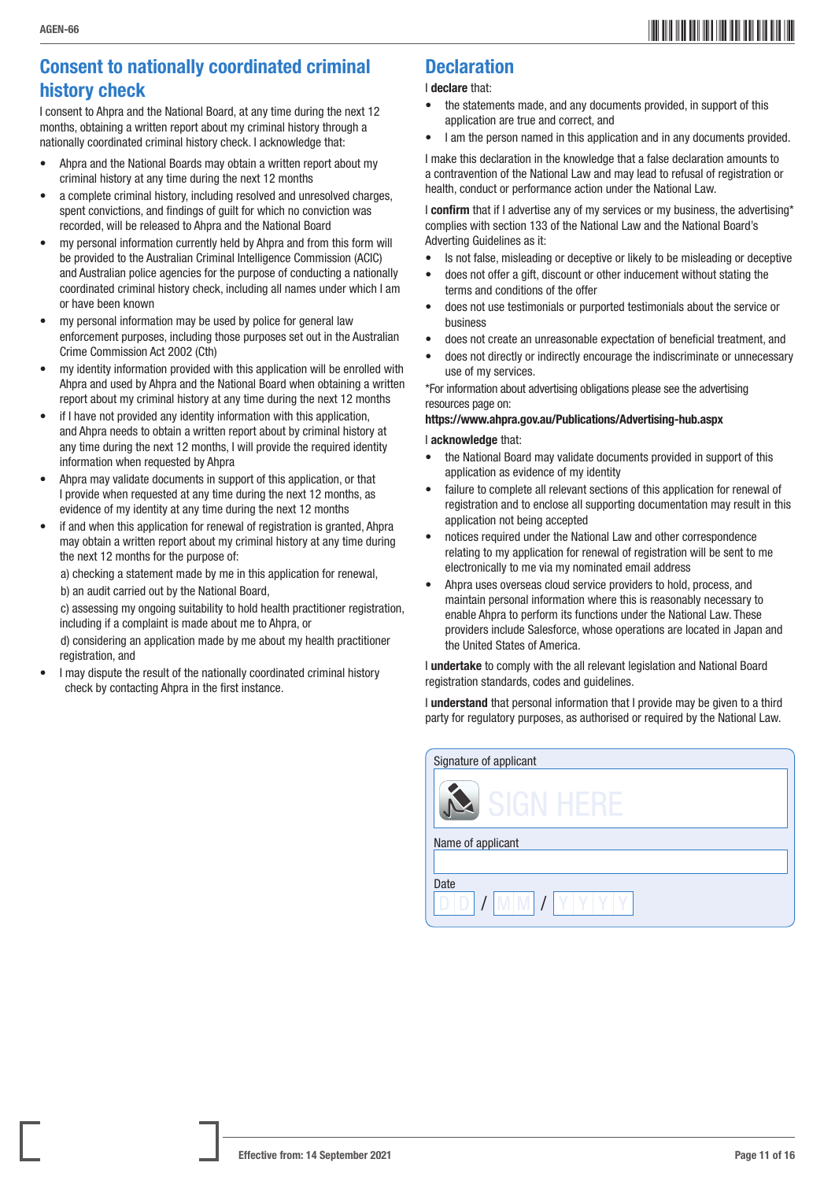## Consent to nationally coordinated criminal history check

I consent to Ahpra and the National Board, at any time during the next 12 months, obtaining a written report about my criminal history through a nationally coordinated criminal history check. I acknowledge that:

- Ahpra and the National Boards may obtain a written report about my criminal history at any time during the next 12 months
- a complete criminal history, including resolved and unresolved charges, spent convictions, and findings of guilt for which no conviction was recorded, will be released to Ahpra and the National Board
- my personal information currently held by Ahpra and from this form will be provided to the Australian Criminal Intelligence Commission (ACIC) and Australian police agencies for the purpose of conducting a nationally coordinated criminal history check, including all names under which I am or have been known
- my personal information may be used by police for general law enforcement purposes, including those purposes set out in the Australian Crime Commission Act 2002 (Cth)
- my identity information provided with this application will be enrolled with Ahpra and used by Ahpra and the National Board when obtaining a written report about my criminal history at any time during the next 12 months
- if I have not provided any identity information with this application, and Ahpra needs to obtain a written report about by criminal history at any time during the next 12 months, I will provide the required identity information when requested by Ahpra
- Ahpra may validate documents in support of this application, or that I provide when requested at any time during the next 12 months, as evidence of my identity at any time during the next 12 months
- if and when this application for renewal of registration is granted, Ahpra may obtain a written report about my criminal history at any time during the next 12 months for the purpose of:

  a) checking a statement made by me in this application for renewal,

  b) an audit carried out by the National Board,

  c) assessing my ongoing suitability to hold health practitioner registration, including if a complaint is made about me to Ahpra, or

  d) considering an application made by me about my health practitioner registration, and
- I may dispute the result of the nationally coordinated criminal history check by contacting Ahpra in the first instance.

## Declaration

I **declare** that:

- the statements made, and any documents provided, in support of this application are true and correct, and
- I am the person named in this application and in any documents provided.

I make this declaration in the knowledge that a false declaration amounts to a contravention of the National Law and may lead to refusal of registration or health, conduct or performance action under the National Law.

I **confirm** that if I advertise any of my services or my business, the advertising* complies with section 133 of the National Law and the National Board's Adverting Guidelines as it:

- Is not false, misleading or deceptive or likely to be misleading or deceptive
- does not offer a gift, discount or other inducement without stating the terms and conditions of the offer
- does not use testimonials or purported testimonials about the service or business
- does not create an unreasonable expectation of beneficial treatment, and
- does not directly or indirectly encourage the indiscriminate or unnecessary use of my services.

*For information about advertising obligations please see the advertising resources page on:

**https://www.ahpra.gov.au/Publications/Advertising-hub.aspx**

I **acknowledge** that:

- the National Board may validate documents provided in support of this application as evidence of my identity
- failure to complete all relevant sections of this application for renewal of registration and to enclose all supporting documentation may result in this application not being accepted
- notices required under the National Law and other correspondence relating to my application for renewal of registration will be sent to me electronically to me via my nominated email address
- Ahpra uses overseas cloud service providers to hold, process, and maintain personal information where this is reasonably necessary to enable Ahpra to perform its functions under the National Law. These providers include Salesforce, whose operations are located in Japan and the United States of America.

I **undertake** to comply with the all relevant legislation and National Board registration standards, codes and guidelines.

I **understand** that personal information that I provide may be given to a third party for regulatory purposes, as authorised or required by the National Law.

Signature of applicant

SIGN HERE

Name of applicant

Date

D D / M M / Y Y Y Y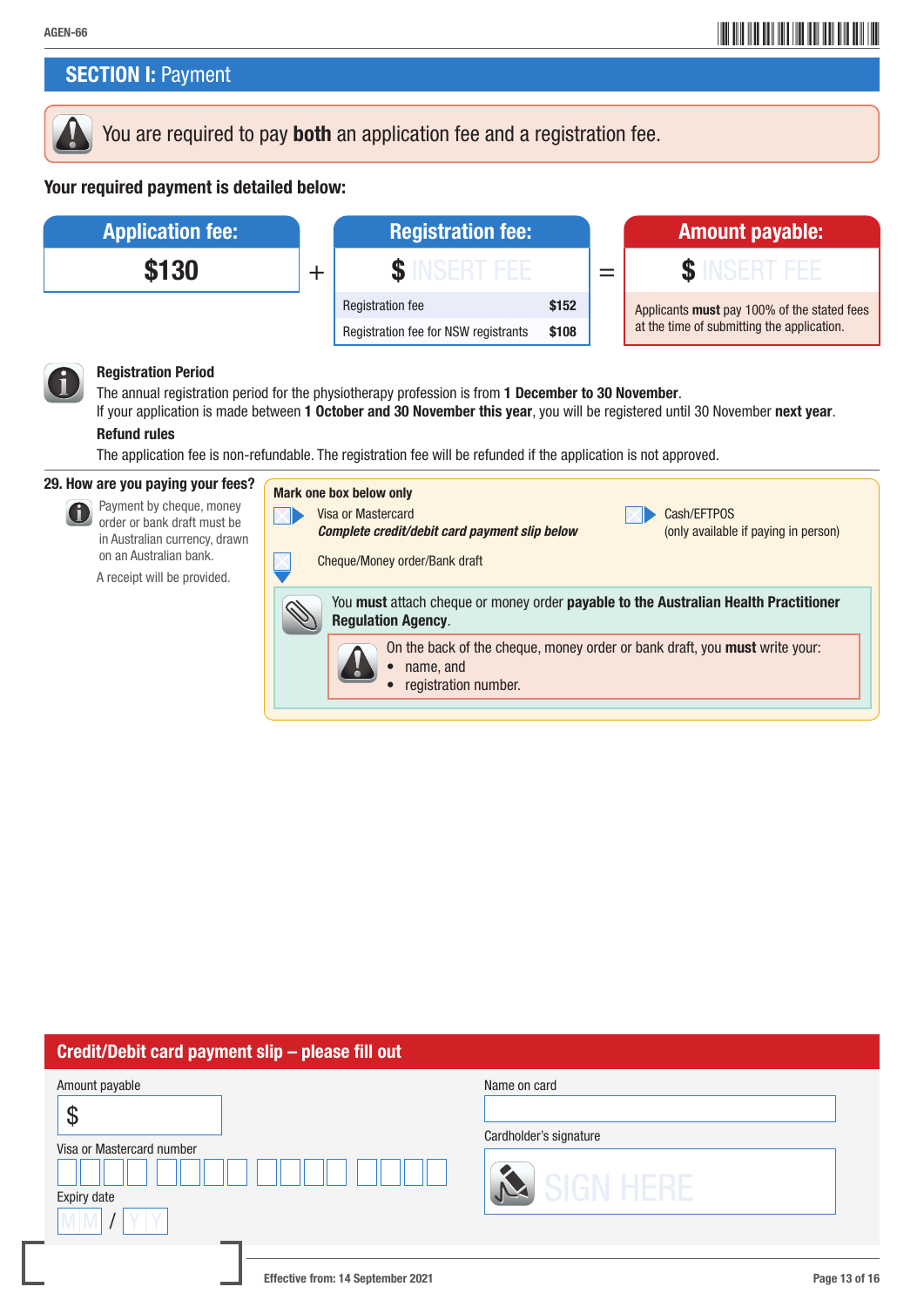## SECTION I: Payment

You are required to pay **both** an application fee and a registration fee.

**Your required payment is detailed below:**

| Application fee: | | Registration fee: | | Amount payable: |
|---|---|---|---|---|
| **$130** | + | **$** INSERT FEE | = | **$** INSERT FEE |

| Registration fee | |
|---|---|
| Registration fee | $152 |
| Registration fee for NSW registrants | $108 |

Applicants **must** pay 100% of the stated fees at the time of submitting the application.

**Registration Period**

The annual registration period for the physiotherapy profession is from **1 December to 30 November**.
If your application is made between **1 October and 30 November this year**, you will be registered until 30 November **next year**.

**Refund rules**

The application fee is non-refundable. The registration fee will be refunded if the application is not approved.

**29. How are you paying your fees?**

Payment by cheque, money order or bank draft must be in Australian currency, drawn on an Australian bank.

A receipt will be provided.

**Mark one box below only**

- ☐ Visa or Mastercard
  ***Complete credit/debit card payment slip below***
- ☐ Cash/EFTPOS
  (only available if paying in person)
- ☐ Cheque/Money order/Bank draft

You **must** attach cheque or money order **payable to the Australian Health Practitioner Regulation Agency**.

On the back of the cheque, money order or bank draft, you **must** write your:

- name, and
- registration number.

## Credit/Debit card payment slip – please fill out

Amount payable

$

Visa or Mastercard number

Expiry date

MM / YY

Name on card

Cardholder's signature

SIGN HERE

Effective from: 14 September 2021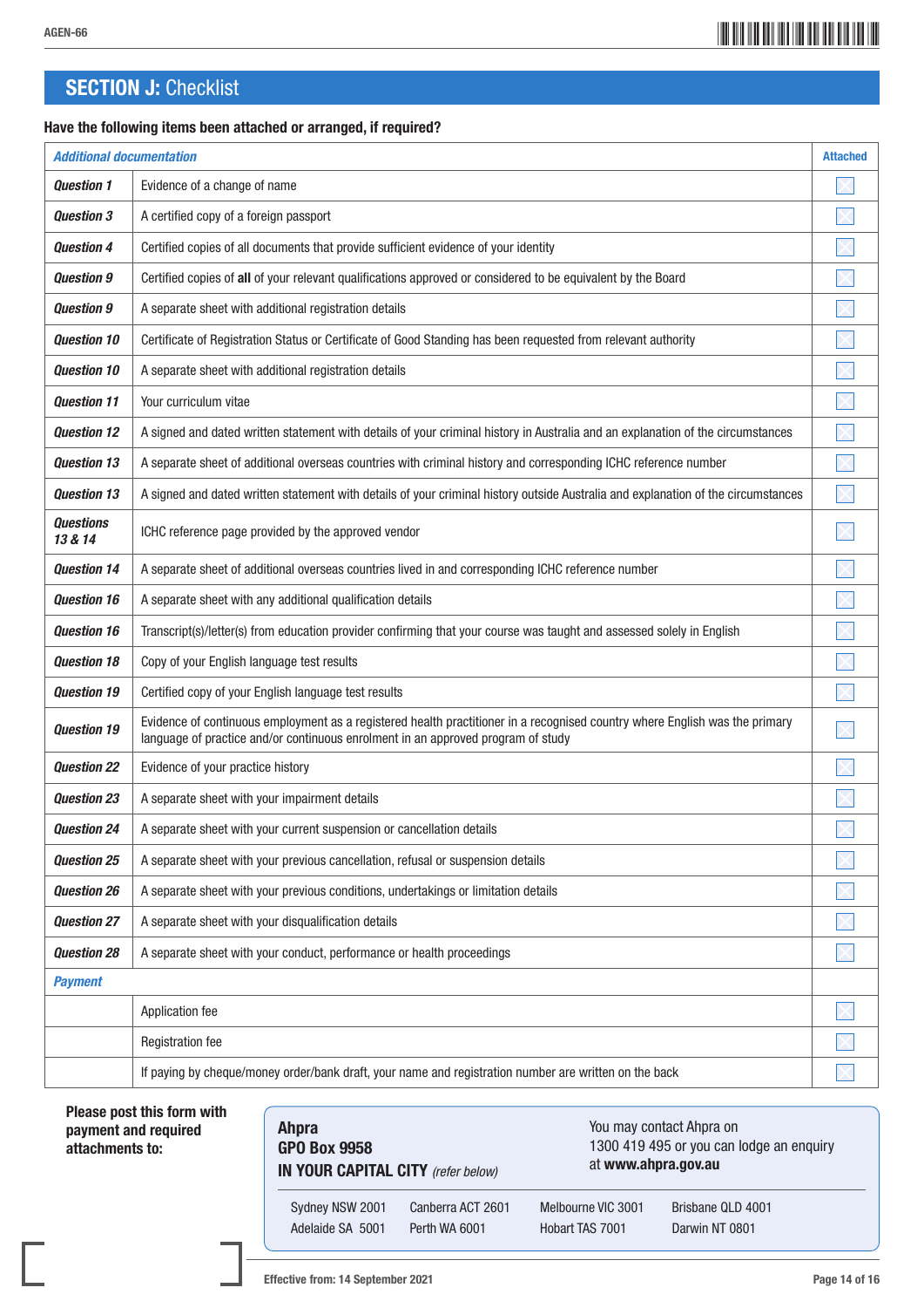## SECTION J: Checklist

**Have the following items been attached or arranged, if required?**

| *Additional documentation* | | Attached |
|---|---|---|
| *Question 1* | Evidence of a change of name | ☐ |
| *Question 3* | A certified copy of a foreign passport | ☐ |
| *Question 4* | Certified copies of all documents that provide sufficient evidence of your identity | ☐ |
| *Question 9* | Certified copies of **all** of your relevant qualifications approved or considered to be equivalent by the Board | ☐ |
| *Question 9* | A separate sheet with additional registration details | ☐ |
| *Question 10* | Certificate of Registration Status or Certificate of Good Standing has been requested from relevant authority | ☐ |
| *Question 10* | A separate sheet with additional registration details | ☐ |
| *Question 11* | Your curriculum vitae | ☐ |
| *Question 12* | A signed and dated written statement with details of your criminal history in Australia and an explanation of the circumstances | ☐ |
| *Question 13* | A separate sheet of additional overseas countries with criminal history and corresponding ICHC reference number | ☐ |
| *Question 13* | A signed and dated written statement with details of your criminal history outside Australia and explanation of the circumstances | ☐ |
| *Questions 13 & 14* | ICHC reference page provided by the approved vendor | ☐ |
| *Question 14* | A separate sheet of additional overseas countries lived in and corresponding ICHC reference number | ☐ |
| *Question 16* | A separate sheet with any additional qualification details | ☐ |
| *Question 16* | Transcript(s)/letter(s) from education provider confirming that your course was taught and assessed solely in English | ☐ |
| *Question 18* | Copy of your English language test results | ☐ |
| *Question 19* | Certified copy of your English language test results | ☐ |
| *Question 19* | Evidence of continuous employment as a registered health practitioner in a recognised country where English was the primary language of practice and/or continuous enrolment in an approved program of study | ☐ |
| *Question 22* | Evidence of your practice history | ☐ |
| *Question 23* | A separate sheet with your impairment details | ☐ |
| *Question 24* | A separate sheet with your current suspension or cancellation details | ☐ |
| *Question 25* | A separate sheet with your previous cancellation, refusal or suspension details | ☐ |
| *Question 26* | A separate sheet with your previous conditions, undertakings or limitation details | ☐ |
| *Question 27* | A separate sheet with your disqualification details | ☐ |
| *Question 28* | A separate sheet with your conduct, performance or health proceedings | ☐ |
| *Payment* | | |
| | Application fee | ☐ |
| | Registration fee | ☐ |
| | If paying by cheque/money order/bank draft, your name and registration number are written on the back | ☐ |

**Please post this form with payment and required attachments to:**

**Ahpra**
**GPO Box 9958**
**IN YOUR CAPITAL CITY** *(refer below)*

You may contact Ahpra on 1300 419 495 or you can lodge an enquiry at **www.ahpra.gov.au**

| | | | |
|---|---|---|---|
| Sydney NSW 2001 | Canberra ACT 2601 | Melbourne VIC 3001 | Brisbane QLD 4001 |
| Adelaide SA 5001 | Perth WA 6001 | Hobart TAS 7001 | Darwin NT 0801 |

**Effective from: 14 September 2021**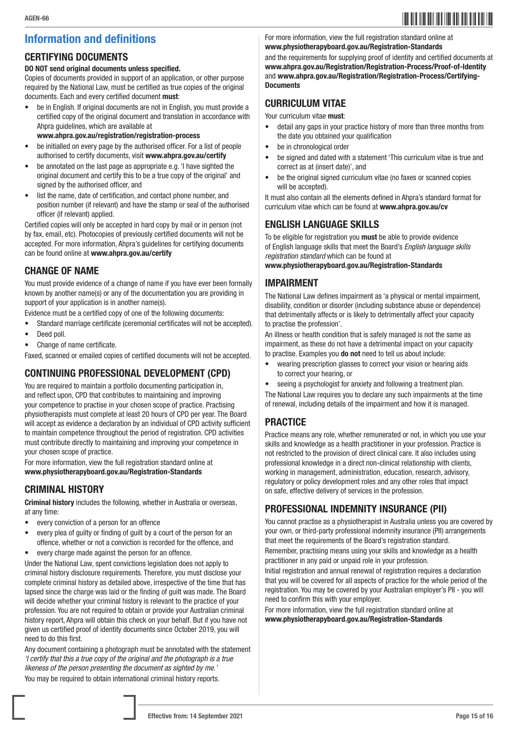# Information and definitions

## CERTIFYING DOCUMENTS

**DO NOT send original documents unless specified.**

Copies of documents provided in support of an application, or other purpose required by the National Law, must be certified as true copies of the original documents. Each and every certified document **must**:

- be in English. If original documents are not in English, you must provide a certified copy of the original document and translation in accordance with Ahpra guidelines, which are available at **www.ahpra.gov.au/registration/registration-process**
- be initialled on every page by the authorised officer. For a list of people authorised to certify documents, visit **www.ahpra.gov.au/certify**
- be annotated on the last page as appropriate e.g. 'I have sighted the original document and certify this to be a true copy of the original' and signed by the authorised officer, and
- list the name, date of certification, and contact phone number, and position number (if relevant) and have the stamp or seal of the authorised officer (if relevant) applied.

Certified copies will only be accepted in hard copy by mail or in person (not by fax, email, etc). Photocopies of previously certified documents will not be accepted. For more information, Ahpra's guidelines for certifying documents can be found online at **www.ahpra.gov.au/certify**

## CHANGE OF NAME

You must provide evidence of a change of name if you have ever been formally known by another name(s) or any of the documentation you are providing in support of your application is in another name(s).

Evidence must be a certified copy of one of the following documents:

- Standard marriage certificate (ceremonial certificates will not be accepted).
- Deed poll.
- Change of name certificate.

Faxed, scanned or emailed copies of certified documents will not be accepted.

## CONTINUING PROFESSIONAL DEVELOPMENT (CPD)

You are required to maintain a portfolio documenting participation in, and reflect upon, CPD that contributes to maintaining and improving your competence to practise in your chosen scope of practice. Practising physiotherapists must complete at least 20 hours of CPD per year. The Board will accept as evidence a declaration by an individual of CPD activity sufficient to maintain competence throughout the period of registration. CPD activities must contribute directly to maintaining and improving your competence in your chosen scope of practice.

For more information, view the full registration standard online at **www.physiotherapyboard.gov.au/Registration-Standards**

## CRIMINAL HISTORY

**Criminal history** includes the following, whether in Australia or overseas, at any time:

- every conviction of a person for an offence
- every plea of guilty or finding of guilt by a court of the person for an offence, whether or not a conviction is recorded for the offence, and
- every charge made against the person for an offence.

Under the National Law, spent convictions legislation does not apply to criminal history disclosure requirements. Therefore, you must disclose your complete criminal history as detailed above, irrespective of the time that has lapsed since the charge was laid or the finding of guilt was made. The Board will decide whether your criminal history is relevant to the practice of your profession. You are not required to obtain or provide your Australian criminal history report, Ahpra will obtain this check on your behalf. But if you have not given us certified proof of identity documents since October 2019, you will need to do this first.

Any document containing a photograph must be annotated with the statement *'I certify that this a true copy of the original and the photograph is a true likeness of the person presenting the document as sighted by me.'*

You may be required to obtain international criminal history reports.

For more information, view the full registration standard online at **www.physiotherapyboard.gov.au/Registration-Standards**

and the requirements for supplying proof of identity and certified documents at **www.ahpra.gov.au/Registration/Registration-Process/Proof-of-Identity** and **www.ahpra.gov.au/Registration/Registration-Process/Certifying-Documents**

## CURRICULUM VITAE

Your curriculum vitae **must**:

- detail any gaps in your practice history of more than three months from the date you obtained your qualification
- be in chronological order
- be signed and dated with a statement 'This curriculum vitae is true and correct as at (insert date)', and
- be the original signed curriculum vitae (no faxes or scanned copies will be accepted).

It must also contain all the elements defined in Ahpra's standard format for curriculum vitae which can be found at **www.ahpra.gov.au/cv**

## ENGLISH LANGUAGE SKILLS

To be eligible for registration you **must** be able to provide evidence of English language skills that meet the Board's *English language skills registration standard* which can be found at **www.physiotherapyboard.gov.au/Registration-Standards**

## IMPAIRMENT

The National Law defines impairment as 'a physical or mental impairment, disability, condition or disorder (including substance abuse or dependence) that detrimentally affects or is likely to detrimentally affect your capacity to practise the profession'.

An illness or health condition that is safely managed is not the same as impairment, as these do not have a detrimental impact on your capacity to practise. Examples you **do not** need to tell us about include:

- wearing prescription glasses to correct your vision or hearing aids to correct your hearing, or
- seeing a psychologist for anxiety and following a treatment plan.

The National Law requires you to declare any such impairments at the time of renewal, including details of the impairment and how it is managed.

## PRACTICE

Practice means any role, whether remunerated or not, in which you use your skills and knowledge as a health practitioner in your profession. Practice is not restricted to the provision of direct clinical care. It also includes using professional knowledge in a direct non-clinical relationship with clients, working in management, administration, education, research, advisory, regulatory or policy development roles and any other roles that impact on safe, effective delivery of services in the profession.

## PROFESSIONAL INDEMNITY INSURANCE (PII)

You cannot practise as a physiotherapist in Australia unless you are covered by your own, or third-party professional indemnity insurance (PII) arrangements that meet the requirements of the Board's registration standard.

Remember, practising means using your skills and knowledge as a health practitioner in any paid or unpaid role in your profession.

Initial registration and annual renewal of registration requires a declaration that you will be covered for all aspects of practice for the whole period of the registration. You may be covered by your Australian employer's PII - you will need to confirm this with your employer.

For more information, view the full registration standard online at **www.physiotherapyboard.gov.au/Registration-Standards**

Effective from: 14 September 2021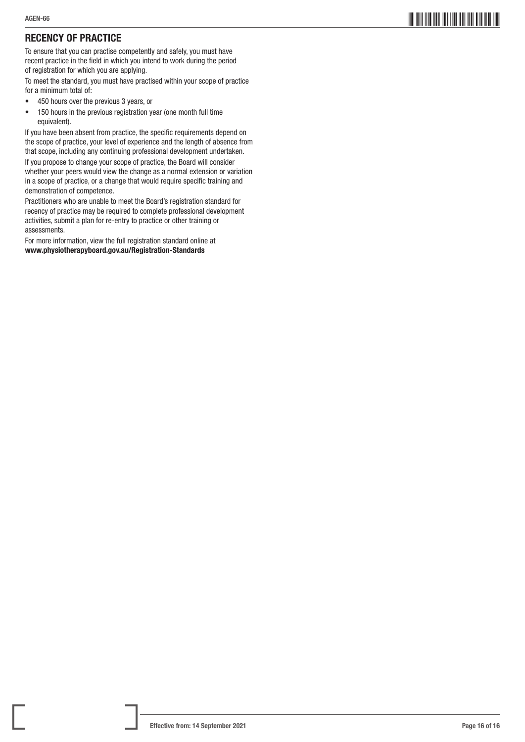## RECENCY OF PRACTICE

To ensure that you can practise competently and safely, you must have recent practice in the field in which you intend to work during the period of registration for which you are applying.

To meet the standard, you must have practised within your scope of practice for a minimum total of:

- 450 hours over the previous 3 years, or
- 150 hours in the previous registration year (one month full time equivalent).

If you have been absent from practice, the specific requirements depend on the scope of practice, your level of experience and the length of absence from that scope, including any continuing professional development undertaken.

If you propose to change your scope of practice, the Board will consider whether your peers would view the change as a normal extension or variation in a scope of practice, or a change that would require specific training and demonstration of competence.

Practitioners who are unable to meet the Board's registration standard for recency of practice may be required to complete professional development activities, submit a plan for re-entry to practice or other training or assessments.

For more information, view the full registration standard online at **www.physiotherapyboard.gov.au/Registration-Standards**